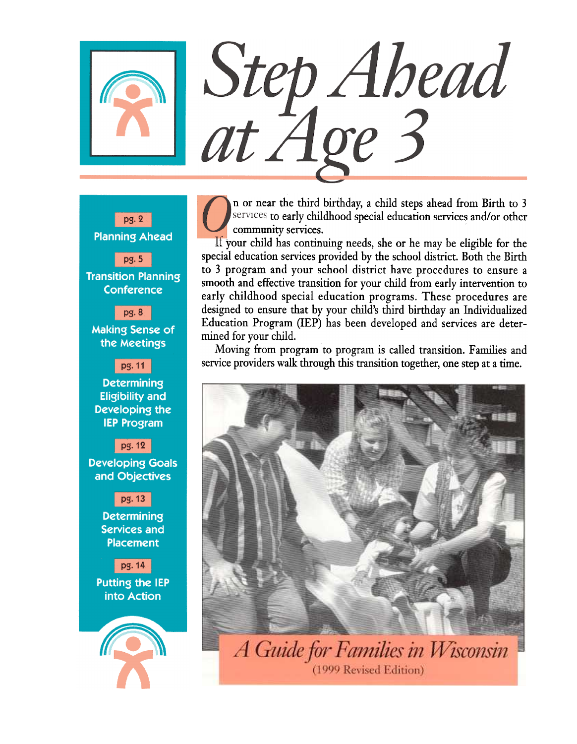# Step Ahead at Age 3

pg. 2
Planning Ahead

pg. 5
Transition Planning Conference

pg. 8
Making Sense of the Meetings

pg. 11
Determining Eligibility and Developing the IEP Program

pg. 12
Developing Goals and Objectives

pg. 13
Determining Services and Placement

pg. 14
Putting the IEP into Action

On or near the third birthday, a child steps ahead from Birth to 3 services to early childhood special education services and/or other community services.

If your child has continuing needs, she or he may be eligible for the special education services provided by the school district. Both the Birth to 3 program and your school district have procedures to ensure a smooth and effective transition for your child from early intervention to early childhood special education programs. These procedures are designed to ensure that by your child's third birthday an Individualized Education Program (IEP) has been developed and services are determined for your child.

Moving from program to program is called transition. Families and service providers walk through this transition together, one step at a time.

*A Guide for Families in Wisconsin*

(1999 Revised Edition)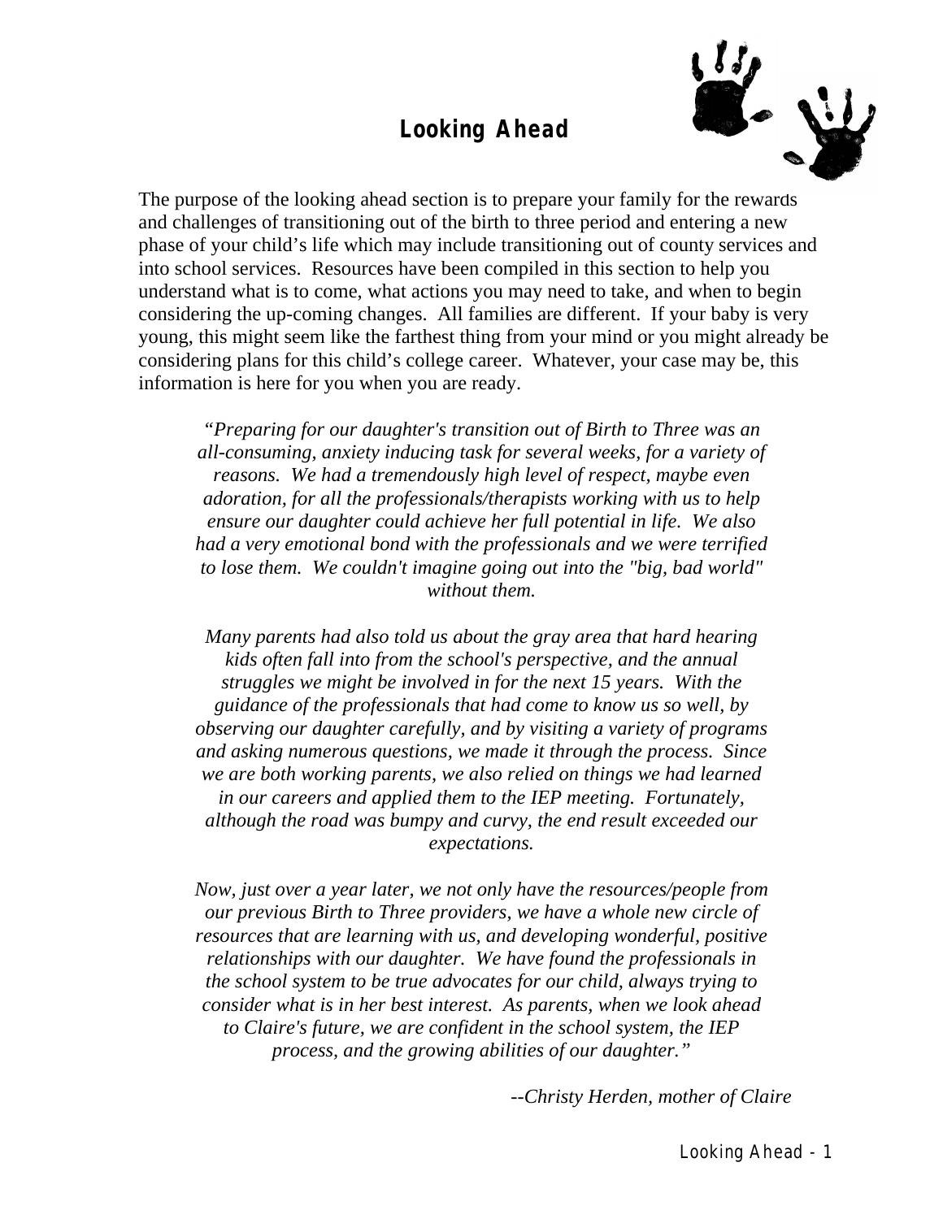# Looking Ahead

The purpose of the looking ahead section is to prepare your family for the rewards and challenges of transitioning out of the birth to three period and entering a new phase of your child's life which may include transitioning out of county services and into school services. Resources have been compiled in this section to help you understand what is to come, what actions you may need to take, and when to begin considering the up-coming changes. All families are different. If your baby is very young, this might seem like the farthest thing from your mind or you might already be considering plans for this child's college career. Whatever, your case may be, this information is here for you when you are ready.

*"Preparing for our daughter's transition out of Birth to Three was an all-consuming, anxiety inducing task for several weeks, for a variety of reasons. We had a tremendously high level of respect, maybe even adoration, for all the professionals/therapists working with us to help ensure our daughter could achieve her full potential in life. We also had a very emotional bond with the professionals and we were terrified to lose them. We couldn't imagine going out into the "big, bad world" without them.*

*Many parents had also told us about the gray area that hard hearing kids often fall into from the school's perspective, and the annual struggles we might be involved in for the next 15 years. With the guidance of the professionals that had come to know us so well, by observing our daughter carefully, and by visiting a variety of programs and asking numerous questions, we made it through the process. Since we are both working parents, we also relied on things we had learned in our careers and applied them to the IEP meeting. Fortunately, although the road was bumpy and curvy, the end result exceeded our expectations.*

*Now, just over a year later, we not only have the resources/people from our previous Birth to Three providers, we have a whole new circle of resources that are learning with us, and developing wonderful, positive relationships with our daughter. We have found the professionals in the school system to be true advocates for our child, always trying to consider what is in her best interest. As parents, when we look ahead to Claire's future, we are confident in the school system, the IEP process, and the growing abilities of our daughter."*

*--Christy Herden, mother of Claire*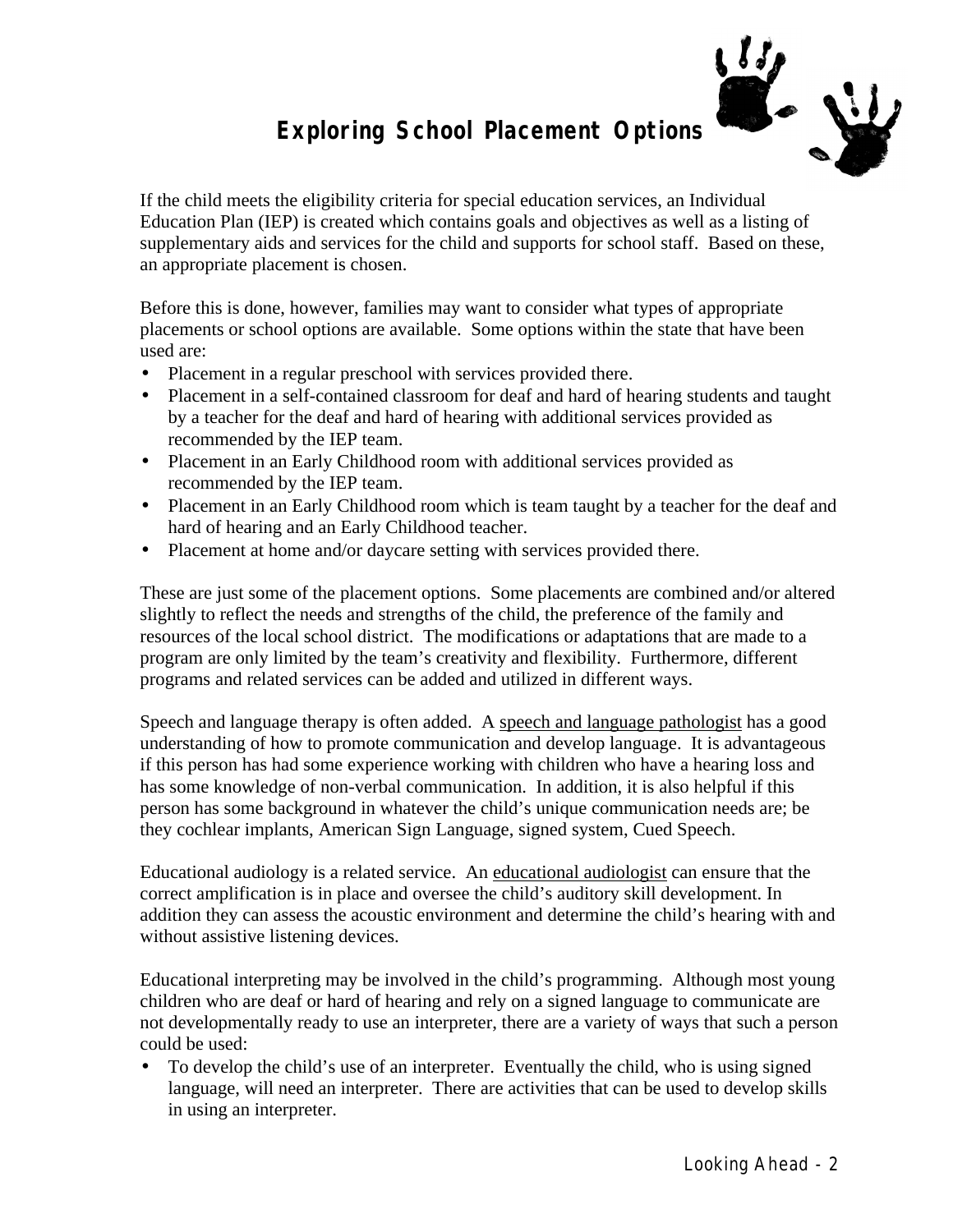# Exploring School Placement Options

If the child meets the eligibility criteria for special education services, an Individual Education Plan (IEP) is created which contains goals and objectives as well as a listing of supplementary aids and services for the child and supports for school staff. Based on these, an appropriate placement is chosen.

Before this is done, however, families may want to consider what types of appropriate placements or school options are available. Some options within the state that have been used are:

- Placement in a regular preschool with services provided there.
- Placement in a self-contained classroom for deaf and hard of hearing students and taught by a teacher for the deaf and hard of hearing with additional services provided as recommended by the IEP team.
- Placement in an Early Childhood room with additional services provided as recommended by the IEP team.
- Placement in an Early Childhood room which is team taught by a teacher for the deaf and hard of hearing and an Early Childhood teacher.
- Placement at home and/or daycare setting with services provided there.

These are just some of the placement options. Some placements are combined and/or altered slightly to reflect the needs and strengths of the child, the preference of the family and resources of the local school district. The modifications or adaptations that are made to a program are only limited by the team's creativity and flexibility. Furthermore, different programs and related services can be added and utilized in different ways.

Speech and language therapy is often added. A <u>speech and language pathologist</u> has a good understanding of how to promote communication and develop language. It is advantageous if this person has had some experience working with children who have a hearing loss and has some knowledge of non-verbal communication. In addition, it is also helpful if this person has some background in whatever the child's unique communication needs are; be they cochlear implants, American Sign Language, signed system, Cued Speech.

Educational audiology is a related service. An <u>educational audiologist</u> can ensure that the correct amplification is in place and oversee the child's auditory skill development. In addition they can assess the acoustic environment and determine the child's hearing with and without assistive listening devices.

Educational interpreting may be involved in the child's programming. Although most young children who are deaf or hard of hearing and rely on a signed language to communicate are not developmentally ready to use an interpreter, there are a variety of ways that such a person could be used:

- To develop the child's use of an interpreter. Eventually the child, who is using signed language, will need an interpreter. There are activities that can be used to develop skills in using an interpreter.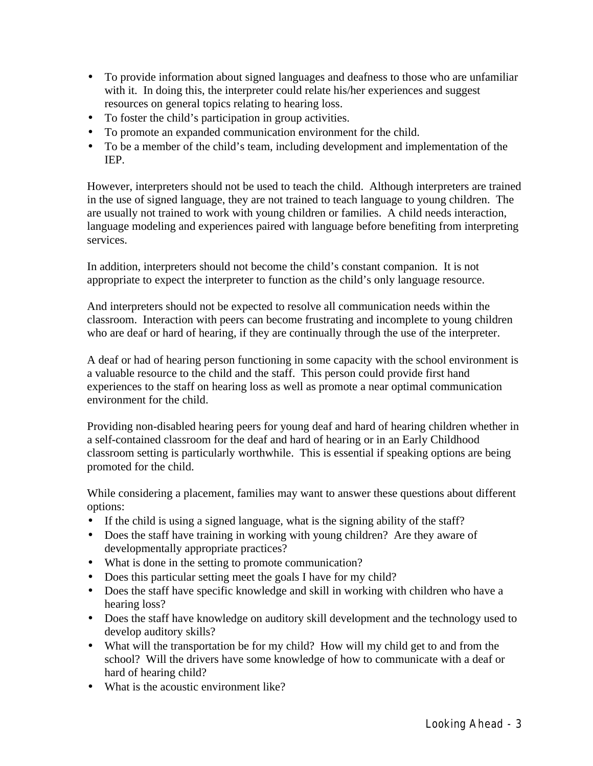- To provide information about signed languages and deafness to those who are unfamiliar with it. In doing this, the interpreter could relate his/her experiences and suggest resources on general topics relating to hearing loss.
- To foster the child's participation in group activities.
- To promote an expanded communication environment for the child.
- To be a member of the child's team, including development and implementation of the IEP.

However, interpreters should not be used to teach the child. Although interpreters are trained in the use of signed language, they are not trained to teach language to young children. The are usually not trained to work with young children or families. A child needs interaction, language modeling and experiences paired with language before benefiting from interpreting services.

In addition, interpreters should not become the child's constant companion. It is not appropriate to expect the interpreter to function as the child's only language resource.

And interpreters should not be expected to resolve all communication needs within the classroom. Interaction with peers can become frustrating and incomplete to young children who are deaf or hard of hearing, if they are continually through the use of the interpreter.

A deaf or had of hearing person functioning in some capacity with the school environment is a valuable resource to the child and the staff. This person could provide first hand experiences to the staff on hearing loss as well as promote a near optimal communication environment for the child.

Providing non-disabled hearing peers for young deaf and hard of hearing children whether in a self-contained classroom for the deaf and hard of hearing or in an Early Childhood classroom setting is particularly worthwhile. This is essential if speaking options are being promoted for the child.

While considering a placement, families may want to answer these questions about different options:

- If the child is using a signed language, what is the signing ability of the staff?
- Does the staff have training in working with young children? Are they aware of developmentally appropriate practices?
- What is done in the setting to promote communication?
- Does this particular setting meet the goals I have for my child?
- Does the staff have specific knowledge and skill in working with children who have a hearing loss?
- Does the staff have knowledge on auditory skill development and the technology used to develop auditory skills?
- What will the transportation be for my child? How will my child get to and from the school? Will the drivers have some knowledge of how to communicate with a deaf or hard of hearing child?
- What is the acoustic environment like?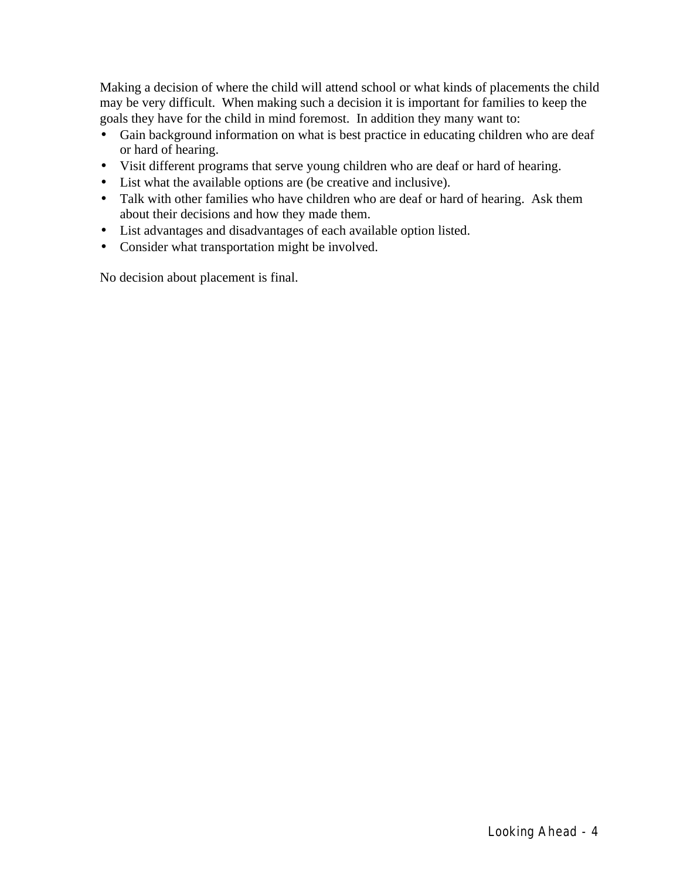Making a decision of where the child will attend school or what kinds of placements the child may be very difficult. When making such a decision it is important for families to keep the goals they have for the child in mind foremost. In addition they many want to:

- Gain background information on what is best practice in educating children who are deaf or hard of hearing.
- Visit different programs that serve young children who are deaf or hard of hearing.
- List what the available options are (be creative and inclusive).
- Talk with other families who have children who are deaf or hard of hearing. Ask them about their decisions and how they made them.
- List advantages and disadvantages of each available option listed.
- Consider what transportation might be involved.

No decision about placement is final.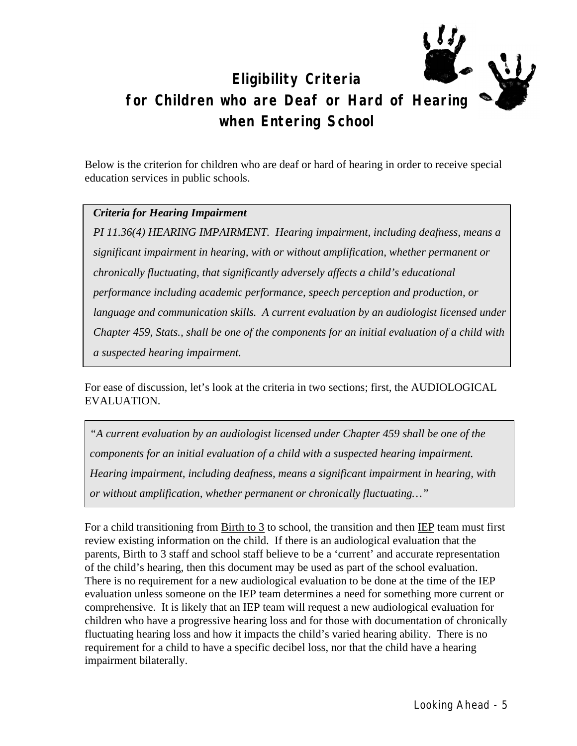# Eligibility Criteria for Children who are Deaf or Hard of Hearing when Entering School

Below is the criterion for children who are deaf or hard of hearing in order to receive special education services in public schools.

> ***Criteria for Hearing Impairment***
>
> *PI 11.36(4) HEARING IMPAIRMENT. Hearing impairment, including deafness, means a significant impairment in hearing, with or without amplification, whether permanent or chronically fluctuating, that significantly adversely affects a child's educational performance including academic performance, speech perception and production, or language and communication skills. A current evaluation by an audiologist licensed under Chapter 459, Stats., shall be one of the components for an initial evaluation of a child with a suspected hearing impairment.*

For ease of discussion, let's look at the criteria in two sections; first, the AUDIOLOGICAL EVALUATION.

> *"A current evaluation by an audiologist licensed under Chapter 459 shall be one of the components for an initial evaluation of a child with a suspected hearing impairment. Hearing impairment, including deafness, means a significant impairment in hearing, with or without amplification, whether permanent or chronically fluctuating…"*

For a child transitioning from Birth to 3 to school, the transition and then IEP team must first review existing information on the child. If there is an audiological evaluation that the parents, Birth to 3 staff and school staff believe to be a 'current' and accurate representation of the child's hearing, then this document may be used as part of the school evaluation. There is no requirement for a new audiological evaluation to be done at the time of the IEP evaluation unless someone on the IEP team determines a need for something more current or comprehensive. It is likely that an IEP team will request a new audiological evaluation for children who have a progressive hearing loss and for those with documentation of chronically fluctuating hearing loss and how it impacts the child's varied hearing ability. There is no requirement for a child to have a specific decibel loss, nor that the child have a hearing impairment bilaterally.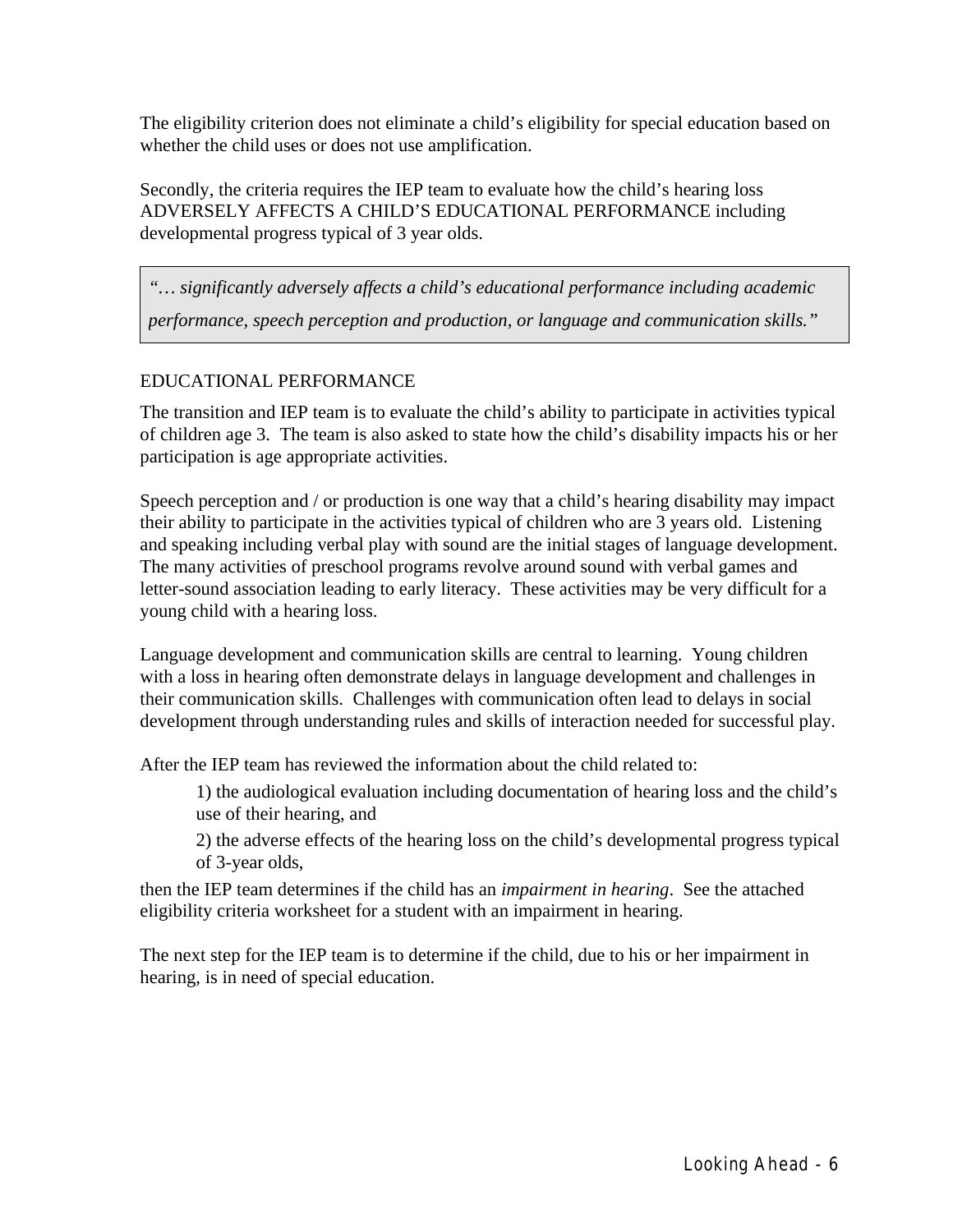The eligibility criterion does not eliminate a child's eligibility for special education based on whether the child uses or does not use amplification.

Secondly, the criteria requires the IEP team to evaluate how the child's hearing loss ADVERSELY AFFECTS A CHILD'S EDUCATIONAL PERFORMANCE including developmental progress typical of 3 year olds.

> *"… significantly adversely affects a child's educational performance including academic performance, speech perception and production, or language and communication skills."*

EDUCATIONAL PERFORMANCE

The transition and IEP team is to evaluate the child's ability to participate in activities typical of children age 3. The team is also asked to state how the child's disability impacts his or her participation is age appropriate activities.

Speech perception and / or production is one way that a child's hearing disability may impact their ability to participate in the activities typical of children who are 3 years old. Listening and speaking including verbal play with sound are the initial stages of language development. The many activities of preschool programs revolve around sound with verbal games and letter-sound association leading to early literacy. These activities may be very difficult for a young child with a hearing loss.

Language development and communication skills are central to learning. Young children with a loss in hearing often demonstrate delays in language development and challenges in their communication skills. Challenges with communication often lead to delays in social development through understanding rules and skills of interaction needed for successful play.

After the IEP team has reviewed the information about the child related to:

1) the audiological evaluation including documentation of hearing loss and the child's use of their hearing, and

2) the adverse effects of the hearing loss on the child's developmental progress typical of 3-year olds,

then the IEP team determines if the child has an *impairment in hearing*. See the attached eligibility criteria worksheet for a student with an impairment in hearing.

The next step for the IEP team is to determine if the child, due to his or her impairment in hearing, is in need of special education.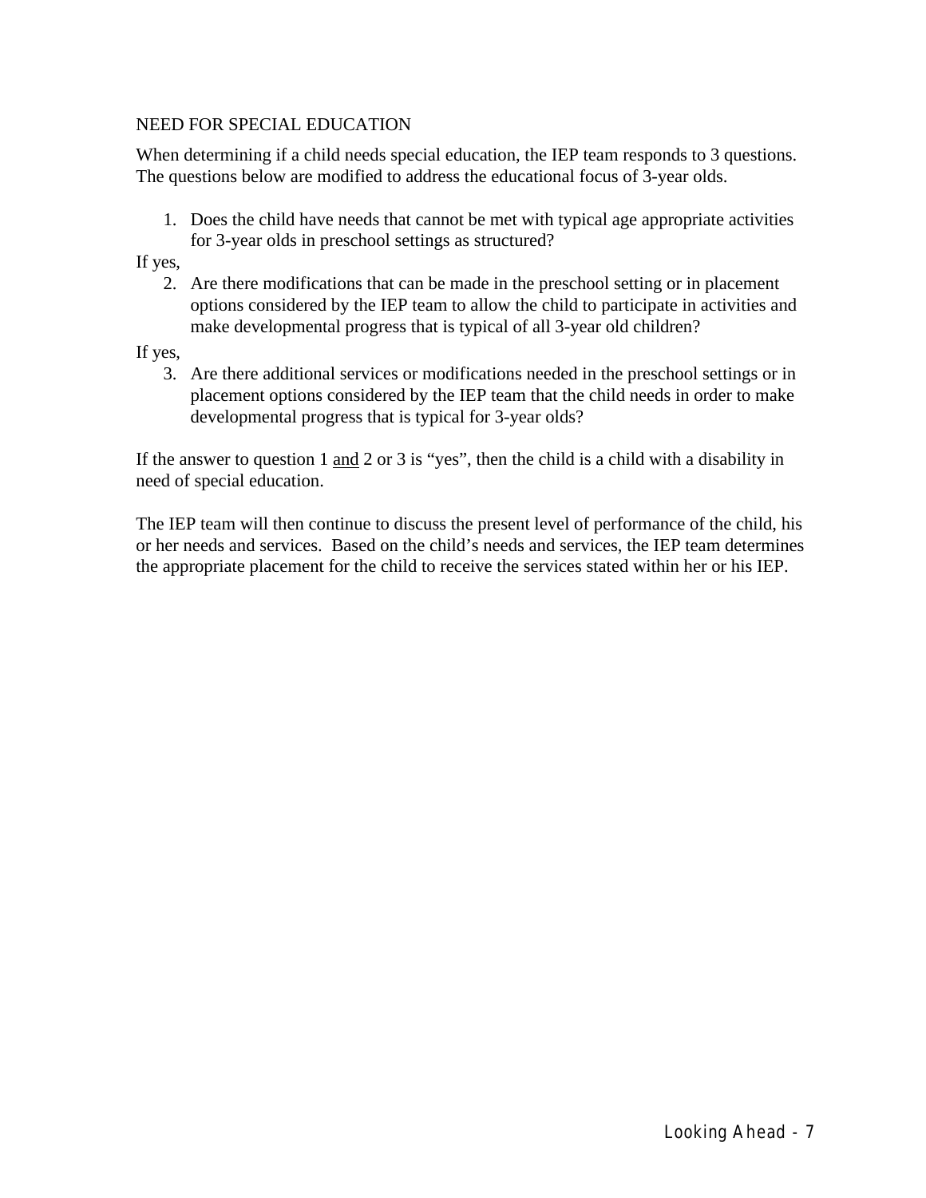## NEED FOR SPECIAL EDUCATION

When determining if a child needs special education, the IEP team responds to 3 questions. The questions below are modified to address the educational focus of 3-year olds.

1. Does the child have needs that cannot be met with typical age appropriate activities for 3-year olds in preschool settings as structured?

If yes,

2. Are there modifications that can be made in the preschool setting or in placement options considered by the IEP team to allow the child to participate in activities and make developmental progress that is typical of all 3-year old children?

If yes,

3. Are there additional services or modifications needed in the preschool settings or in placement options considered by the IEP team that the child needs in order to make developmental progress that is typical for 3-year olds?

If the answer to question 1 <u>and</u> 2 or 3 is "yes", then the child is a child with a disability in need of special education.

The IEP team will then continue to discuss the present level of performance of the child, his or her needs and services. Based on the child's needs and services, the IEP team determines the appropriate placement for the child to receive the services stated within her or his IEP.